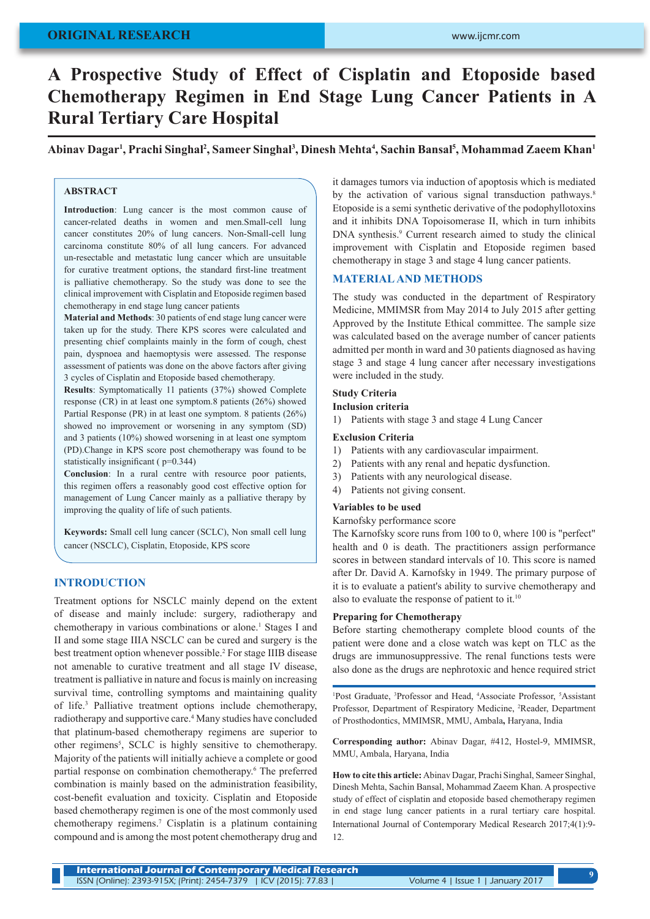ORIGINAL RESEARCH

# A Prospective Study of Effect of Cisplatin and Etoposide based Chemotherapy Regimen in End Stage Lung Cancer Patients in A Rural Tertiary Care Hospital

**Abinav Dagar[1], Prachi Singhal[2], Sameer Singhal[3], Dinesh Mehta[4], Sachin Bansal[5], Mohammad Zaeem Khan[1]**

## ABSTRACT

**Introduction**: Lung cancer is the most common cause of cancer-related deaths in women and men.Small-cell lung cancer constitutes 20% of lung cancers. Non-Small-cell lung carcinoma constitute 80% of all lung cancers. For advanced un-resectable and metastatic lung cancer which are unsuitable for curative treatment options, the standard first-line treatment is palliative chemotherapy. So the study was done to see the clinical improvement with Cisplatin and Etoposide regimen based chemotherapy in end stage lung cancer patients

**Material and Methods**: 30 patients of end stage lung cancer were taken up for the study. There KPS scores were calculated and presenting chief complaints mainly in the form of cough, chest pain, dyspnoea and haemoptysis were assessed. The response assessment of patients was done on the above factors after giving 3 cycles of Cisplatin and Etoposide based chemotherapy.

**Results**: Symptomatically 11 patients (37%) showed Complete response (CR) in at least one symptom.8 patients (26%) showed Partial Response (PR) in at least one symptom. 8 patients (26%) showed no improvement or worsening in any symptom (SD) and 3 patients (10%) showed worsening in at least one symptom (PD).Change in KPS score post chemotherapy was found to be statistically insignificant ( p=0.344)

**Conclusion**: In a rural centre with resource poor patients, this regimen offers a reasonably good cost effective option for management of Lung Cancer mainly as a palliative therapy by improving the quality of life of such patients.

**Keywords:** Small cell lung cancer (SCLC), Non small cell lung cancer (NSCLC), Cisplatin, Etoposide, KPS score

## INTRODUCTION

Treatment options for NSCLC mainly depend on the extent of disease and mainly include: surgery, radiotherapy and chemotherapy in various combinations or alone.[1] Stages I and II and some stage IIIA NSCLC can be cured and surgery is the best treatment option whenever possible.[2] For stage IIIB disease not amenable to curative treatment and all stage IV disease, treatment is palliative in nature and focus is mainly on increasing survival time, controlling symptoms and maintaining quality of life.[3] Palliative treatment options include chemotherapy, radiotherapy and supportive care.[4] Many studies have concluded that platinum-based chemotherapy regimens are superior to other regimens[5], SCLC is highly sensitive to chemotherapy. Majority of the patients will initially achieve a complete or good partial response on combination chemotherapy.[6] The preferred combination is mainly based on the administration feasibility, cost-benefit evaluation and toxicity. Cisplatin and Etoposide based chemotherapy regimen is one of the most commonly used chemotherapy regimens.[7] Cisplatin is a platinum containing compound and is among the most potent chemotherapy drug and it damages tumors via induction of apoptosis which is mediated by the activation of various signal transduction pathways.[8] Etoposide is a semi synthetic derivative of the podophyllotoxins and it inhibits DNA Topoisomerase II, which in turn inhibits DNA synthesis.[9] Current research aimed to study the clinical improvement with Cisplatin and Etoposide regimen based chemotherapy in stage 3 and stage 4 lung cancer patients.

## MATERIAL AND METHODS

The study was conducted in the department of Respiratory Medicine, MMIMSR from May 2014 to July 2015 after getting Approved by the Institute Ethical committee. The sample size was calculated based on the average number of cancer patients admitted per month in ward and 30 patients diagnosed as having stage 3 and stage 4 lung cancer after necessary investigations were included in the study.

### Study Criteria

#### Inclusion criteria

1) Patients with stage 3 and stage 4 Lung Cancer

#### Exclusion Criteria

1) Patients with any cardiovascular impairment.
2) Patients with any renal and hepatic dysfunction.
3) Patients with any neurological disease.
4) Patients not giving consent.

### Variables to be used

Karnofsky performance score

The Karnofsky score runs from 100 to 0, where 100 is "perfect" health and 0 is death. The practitioners assign performance scores in between standard intervals of 10. This score is named after Dr. David A. Karnofsky in 1949. The primary purpose of it is to evaluate a patient's ability to survive chemotherapy and also to evaluate the response of patient to it.[10]

### Preparing for Chemotherapy

Before starting chemotherapy complete blood counts of the patient were done and a close watch was kept on TLC as the drugs are immunosuppressive. The renal functions tests were also done as the drugs are nephrotoxic and hence required strict

[1]Post Graduate, [3]Professor and Head, [4]Associate Professor, [5]Assistant Professor, Department of Respiratory Medicine, [2]Reader, Department of Prosthodontics, MMIMSR, MMU, Ambala, Haryana, India

**Corresponding author:** Abinav Dagar, #412, Hostel-9, MMIMSR, MMU, Ambala, Haryana, India

**How to cite this article:** Abinav Dagar, Prachi Singhal, Sameer Singhal, Dinesh Mehta, Sachin Bansal, Mohammad Zaeem Khan. A prospective study of effect of cisplatin and etoposide based chemotherapy regimen in end stage lung cancer patients in a rural tertiary care hospital. International Journal of Contemporary Medical Research 2017;4(1):9-12.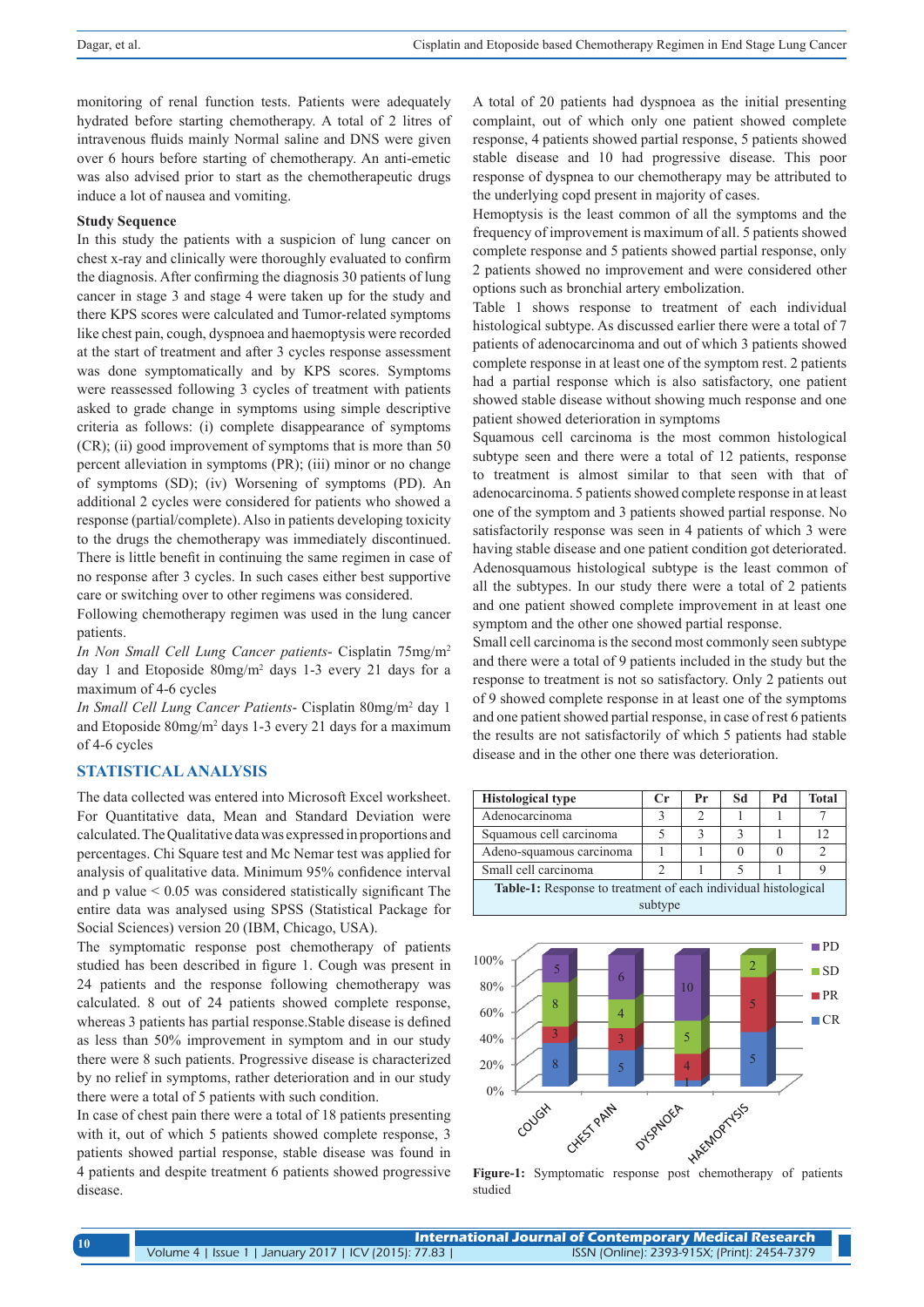monitoring of renal function tests. Patients were adequately hydrated before starting chemotherapy. A total of 2 litres of intravenous fluids mainly Normal saline and DNS were given over 6 hours before starting of chemotherapy. An anti-emetic was also advised prior to start as the chemotherapeutic drugs induce a lot of nausea and vomiting.

**Study Sequence**

In this study the patients with a suspicion of lung cancer on chest x-ray and clinically were thoroughly evaluated to confirm the diagnosis. After confirming the diagnosis 30 patients of lung cancer in stage 3 and stage 4 were taken up for the study and there KPS scores were calculated and Tumor-related symptoms like chest pain, cough, dyspnoea and haemoptysis were recorded at the start of treatment and after 3 cycles response assessment was done symptomatically and by KPS scores. Symptoms were reassessed following 3 cycles of treatment with patients asked to grade change in symptoms using simple descriptive criteria as follows: (i) complete disappearance of symptoms (CR); (ii) good improvement of symptoms that is more than 50 percent alleviation in symptoms (PR); (iii) minor or no change of symptoms (SD); (iv) Worsening of symptoms (PD). An additional 2 cycles were considered for patients who showed a response (partial/complete). Also in patients developing toxicity to the drugs the chemotherapy was immediately discontinued. There is little benefit in continuing the same regimen in case of no response after 3 cycles. In such cases either best supportive care or switching over to other regimens was considered.

Following chemotherapy regimen was used in the lung cancer patients.

*In Non Small Cell Lung Cancer patients*- Cisplatin 75mg/m$^2$ day 1 and Etoposide 80mg/m$^2$ days 1-3 every 21 days for a maximum of 4-6 cycles

*In Small Cell Lung Cancer Patients*- Cisplatin 80mg/m$^2$ day 1 and Etoposide 80mg/m$^2$ days 1-3 every 21 days for a maximum of 4-6 cycles

## STATISTICAL ANALYSIS

The data collected was entered into Microsoft Excel worksheet. For Quantitative data, Mean and Standard Deviation were calculated. The Qualitative data was expressed in proportions and percentages. Chi Square test and Mc Nemar test was applied for analysis of qualitative data. Minimum 95% confidence interval and p value < 0.05 was considered statistically significant The entire data was analysed using SPSS (Statistical Package for Social Sciences) version 20 (IBM, Chicago, USA).

The symptomatic response post chemotherapy of patients studied has been described in figure 1. Cough was present in 24 patients and the response following chemotherapy was calculated. 8 out of 24 patients showed complete response, whereas 3 patients has partial response.Stable disease is defined as less than 50% improvement in symptom and in our study there were 8 such patients. Progressive disease is characterized by no relief in symptoms, rather deterioration and in our study there were a total of 5 patients with such condition.

In case of chest pain there were a total of 18 patients presenting with it, out of which 5 patients showed complete response, 3 patients showed partial response, stable disease was found in 4 patients and despite treatment 6 patients showed progressive disease.

A total of 20 patients had dyspnoea as the initial presenting complaint, out of which only one patient showed complete response, 4 patients showed partial response, 5 patients showed stable disease and 10 had progressive disease. This poor response of dyspnea to our chemotherapy may be attributed to the underlying copd present in majority of cases.

Hemoptysis is the least common of all the symptoms and the frequency of improvement is maximum of all. 5 patients showed complete response and 5 patients showed partial response, only 2 patients showed no improvement and were considered other options such as bronchial artery embolization.

Table 1 shows response to treatment of each individual histological subtype. As discussed earlier there were a total of 7 patients of adenocarcinoma and out of which 3 patients showed complete response in at least one of the symptom rest. 2 patients had a partial response which is also satisfactory, one patient showed stable disease without showing much response and one patient showed deterioration in symptoms

Squamous cell carcinoma is the most common histological subtype seen and there were a total of 12 patients, response to treatment is almost similar to that seen with that of adenocarcinoma. 5 patients showed complete response in at least one of the symptom and 3 patients showed partial response. No satisfactorily response was seen in 4 patients of which 3 were having stable disease and one patient condition got deteriorated.

Adenosquamous histological subtype is the least common of all the subtypes. In our study there were a total of 2 patients and one patient showed complete improvement in at least one symptom and the other one showed partial response.

Small cell carcinoma is the second most commonly seen subtype and there were a total of 9 patients included in the study but the response to treatment is not so satisfactory. Only 2 patients out of 9 showed complete response in at least one of the symptoms and one patient showed partial response, in case of rest 6 patients the results are not satisfactory of which 5 patients had stable disease and in the other one there was deterioration.

| Histological type | Cr | Pr | Sd | Pd | Total |
|---|---|---|---|---|---|
| Adenocarcinoma | 3 | 2 | 1 | 1 | 7 |
| Squamous cell carcinoma | 5 | 3 | 3 | 1 | 12 |
| Adeno-squamous carcinoma | 1 | 1 | 0 | 0 | 2 |
| Small cell carcinoma | 2 | 1 | 5 | 1 | 9 |

**Table-1:** Response to treatment of each individual histological subtype

**Figure-1:** Symptomatic response post chemotherapy of patients studied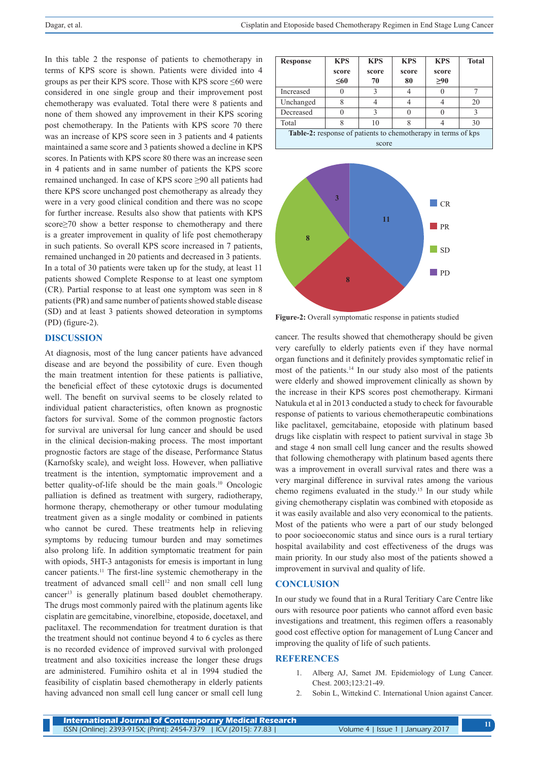In this table 2 the response of patients to chemotherapy in terms of KPS score is shown. Patients were divided into 4 groups as per their KPS score. Those with KPS score ≤60 were considered in one single group and their improvement post chemotherapy was evaluated. Total there were 8 patients and none of them showed any improvement in their KPS scoring post chemotherapy. In the Patients with KPS score 70 there was an increase of KPS score seen in 3 patients and 4 patients maintained a same score and 3 patients showed a decline in KPS scores. In Patients with KPS score 80 there was an increase seen in 4 patients and in same number of patients the KPS score remained unchanged. In case of KPS score ≥90 all patients had there KPS score unchanged post chemotherapy as already they were in a very good clinical condition and there was no scope for further increase. Results also show that patients with KPS score≥70 show a better response to chemotherapy and there is a greater improvement in quality of life post chemotherapy in such patients. So overall KPS score increased in 7 patients, remained unchanged in 20 patients and decreased in 3 patients. In a total of 30 patients were taken up for the study, at least 11 patients showed Complete Response to at least one symptom (CR). Partial response to at least one symptom was seen in 8 patients (PR) and same number of patients showed stable disease (SD) and at least 3 patients showed deteoration in symptoms (PD) (figure-2).

| Response | KPS score ≤60 | KPS score 70 | KPS score 80 | KPS score ≥90 | Total |
|---|---|---|---|---|---|
| Increased | 0 | 3 | 4 | 0 | 7 |
| Unchanged | 8 | 4 | 4 | 4 | 20 |
| Decreased | 0 | 3 | 0 | 0 | 3 |
| Total | 8 | 10 | 8 | 4 | 30 |

**Table-2:** response of patients to chemotherapy in terms of kps score

**Figure-2:** Overall symptomatic response in patients studied

## DISCUSSION

At diagnosis, most of the lung cancer patients have advanced disease and are beyond the possibility of cure. Even though the main treatment intention for these patients is palliative, the beneficial effect of these cytotoxic drugs is documented well. The benefit on survival seems to be closely related to individual patient characteristics, often known as prognostic factors for survival. Some of the common prognostic factors for survival are universal for lung cancer and should be used in the clinical decision-making process. The most important prognostic factors are stage of the disease, Performance Status (Karnofsky scale), and weight loss. However, when palliative treatment is the intention, symptomatic improvement and a better quality-of-life should be the main goals.[10] Oncologic palliation is defined as treatment with surgery, radiotherapy, hormone therapy, chemotherapy or other tumour modulating treatment given as a single modality or combined in patients who cannot be cured. These treatments help in relieving symptoms by reducing tumour burden and may sometimes also prolong life. In addition symptomatic treatment for pain with opiods, 5HT-3 antagonists for emesis is important in lung cancer patients.[11] The first-line systemic chemotherapy in the treatment of advanced small cell[12] and non small cell lung cancer[13] is generally platinum based doublet chemotherapy. The drugs most commonly paired with the platinum agents like cisplatin are gemcitabine, vinorelbine, etoposide, docetaxel, and paclitaxel. The recommendation for treatment duration is that the treatment should not continue beyond 4 to 6 cycles as there is no recorded evidence of improved survival with prolonged treatment and also toxicities increase the longer these drugs are administered. Fumihiro oshita et al in 1994 studied the feasibility of cisplatin based chemotherapy in elderly patients having advanced non small cell lung cancer or small cell lung cancer. The results showed that chemotherapy should be given very carefully to elderly patients even if they have normal organ functions and it definitely provides symptomatic relief in most of the patients.[14] In our study also most of the patients were elderly and showed improvement clinically as shown by the increase in their KPS scores post chemotherapy. Kirmani Natukula et al in 2013 conducted a study to check for favourable response of patients to various chemotherapeutic combinations like paclitaxel, gemcitabaine, etoposide with platinum based drugs like cisplatin with respect to patient survival in stage 3b and stage 4 non small cell lung cancer and the results showed that following chemotherapy with platinum based agents there was a improvement in overall survival rates and there was a very marginal difference in survival rates among the various chemo regimens evaluated in the study.[15] In our study while giving chemotherapy cisplatin was combined with etoposide as it was easily available and also very economical to the patients. Most of the patients who were a part of our study belonged to poor socioeconomic status and since ours is a rural tertiary hospital availability and cost effectiveness of the drugs was main priority. In our study also most of the patients showed a improvement in survival and quality of life.

## CONCLUSION

In our study we found that in a Rural Teritiary Care Centre like ours with resource poor patients who cannot afford even basic investigations and treatment, this regimen offers a reasonably good cost effective option for management of Lung Cancer and improving the quality of life of such patients.

## REFERENCES

1. Alberg AJ, Samet JM. Epidemiology of Lung Cancer. Chest. 2003;123:21-49.
2. Sobin L, Wittekind C. International Union against Cancer.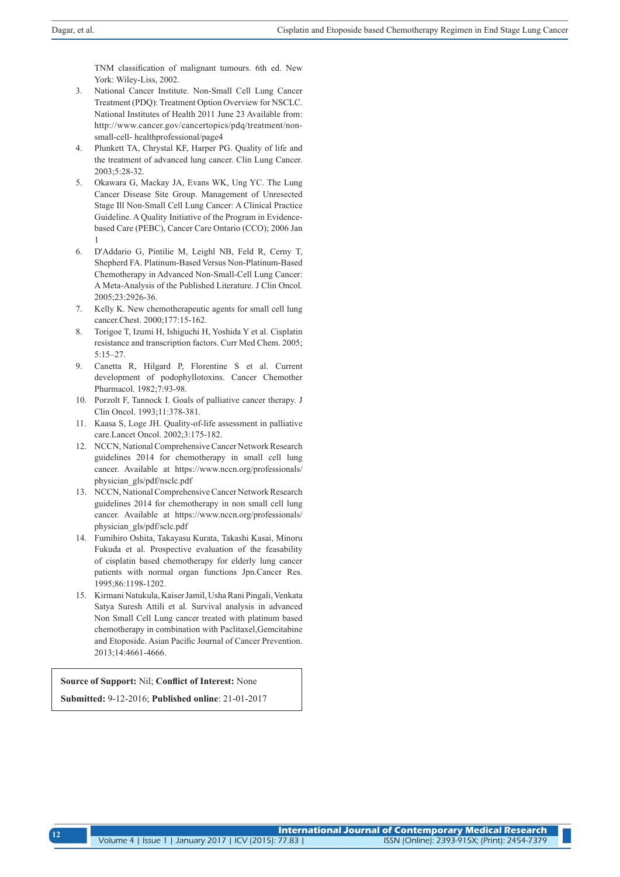TNM classification of malignant tumours. 6th ed. New York: Wiley-Liss, 2002.

3. National Cancer Institute. Non-Small Cell Lung Cancer Treatment (PDQ): Treatment Option Overview for NSCLC. National Institutes of Health 2011 June 23 Available from: http://www.cancer.gov/cancertopics/pdq/treatment/non-small-cell- healthprofessional/page4
4. Plunkett TA, Chrystal KF, Harper PG. Quality of life and the treatment of advanced lung cancer. Clin Lung Cancer. 2003;5:28-32.
5. Okawara G, Mackay JA, Evans WK, Ung YC. The Lung Cancer Disease Site Group. Management of Unresected Stage Ill Non-Small Cell Lung Cancer: A Clinical Practice Guideline. A Quality Initiative of the Program in Evidence-based Care (PEBC), Cancer Care Ontario (CCO); 2006 Jan 1
6. D'Addario G, Pintilie M, Leighl NB, Feld R, Cerny T, Shepherd FA. Platinum-Based Versus Non-Platinum-Based Chemotherapy in Advanced Non-Small-Cell Lung Cancer: A Meta-Analysis of the Published Literature. J Clin Oncol. 2005;23:2926-36.
7. Kelly K. New chemotherapeutic agents for small cell lung cancer.Chest. 2000;177:15-162.
8. Torigoe T, Izumi H, Ishiguchi H, Yoshida Y et al. Cisplatin resistance and transcription factors. Curr Med Chem. 2005; 5:15–27.
9. Canetta R, Hilgard P, Florentine S et al. Current development of podophyllotoxins. Cancer Chemother Phurmacol. 1982;7:93-98.
10. Porzolt F, Tannock I. Goals of palliative cancer therapy. J Clin Oncol. 1993;11:378-381.
11. Kaasa S, Loge JH. Quality-of-life assessment in palliative care.Lancet Oncol. 2002;3:175-182.
12. NCCN, National Comprehensive Cancer Network Research guidelines 2014 for chemotherapy in small cell lung cancer. Available at https://www.nccn.org/professionals/physician_gls/pdf/nsclc.pdf
13. NCCN, National Comprehensive Cancer Network Research guidelines 2014 for chemotherapy in non small cell lung cancer. Available at https://www.nccn.org/professionals/physician_gls/pdf/sclc.pdf
14. Fumihiro Oshita, Takayasu Kurata, Takashi Kasai, Minoru Fukuda et al. Prospective evaluation of the feasability of cisplatin based chemotherapy for elderly lung cancer patients with normal organ functions Jpn.Cancer Res. 1995;86:1198-1202.
15. Kirmani Natukula, Kaiser Jamil, Usha Rani Pingali, Venkata Satya Suresh Attili et al. Survival analysis in advanced Non Small Cell Lung cancer treated with platinum based chemotherapy in combination with Paclitaxel,Gemcitabine and Etoposide. Asian Pacific Journal of Cancer Prevention. 2013;14:4661-4666.

**Source of Support:** Nil; **Conflict of Interest:** None

**Submitted:** 9-12-2016; **Published online**: 21-01-2017